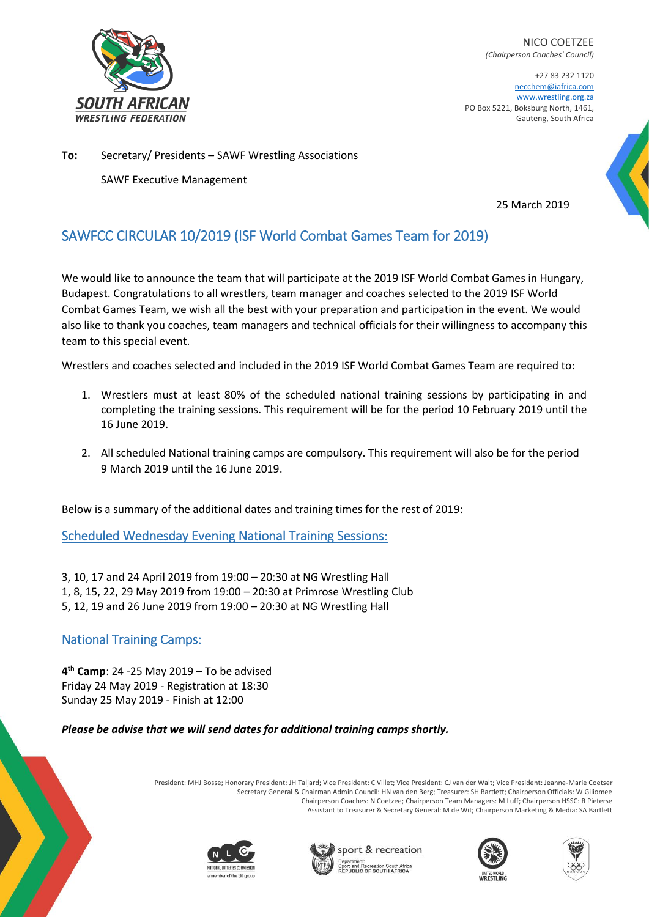NICO COETZEE
*(Chairperson Coaches' Council)*

+27 83 232 1120
necchem@iafrica.com
www.wrestling.org.za
PO Box 5221, Boksburg North, 1461,
Gauteng, South Africa

**To:** Secretary/ Presidents – SAWF Wrestling Associations

SAWF Executive Management

25 March 2019

## SAWFCC CIRCULAR 10/2019 (ISF World Combat Games Team for 2019)

We would like to announce the team that will participate at the 2019 ISF World Combat Games in Hungary, Budapest. Congratulations to all wrestlers, team manager and coaches selected to the 2019 ISF World Combat Games Team, we wish all the best with your preparation and participation in the event. We would also like to thank you coaches, team managers and technical officials for their willingness to accompany this team to this special event.

Wrestlers and coaches selected and included in the 2019 ISF World Combat Games Team are required to:

1. Wrestlers must at least 80% of the scheduled national training sessions by participating in and completing the training sessions. This requirement will be for the period 10 February 2019 until the 16 June 2019.
2. All scheduled National training camps are compulsory. This requirement will also be for the period 9 March 2019 until the 16 June 2019.

Below is a summary of the additional dates and training times for the rest of 2019:

### Scheduled Wednesday Evening National Training Sessions:

3, 10, 17 and 24 April 2019 from 19:00 – 20:30 at NG Wrestling Hall
1, 8, 15, 22, 29 May 2019 from 19:00 – 20:30 at Primrose Wrestling Club
5, 12, 19 and 26 June 2019 from 19:00 – 20:30 at NG Wrestling Hall

### National Training Camps:

**4th Camp**: 24 -25 May 2019 – To be advised
Friday 24 May 2019 - Registration at 18:30
Sunday 25 May 2019 - Finish at 12:00

***Please be advise that we will send dates for additional training camps shortly.***

President: MHJ Bosse; Honorary President: JH Taljard; Vice President: C Villet; Vice President: CJ van der Walt; Vice President: Jeanne-Marie Coetser
Secretary General & Chairman Admin Council: HN van den Berg; Treasurer: SH Bartlett; Chairperson Officials: W Giliomee
Chairperson Coaches: N Coetzee; Chairperson Team Managers: M Luff; Chairperson HSSC: R Pieterse
Assistant to Treasurer & Secretary General: M de Wit; Chairperson Marketing & Media: SA Bartlett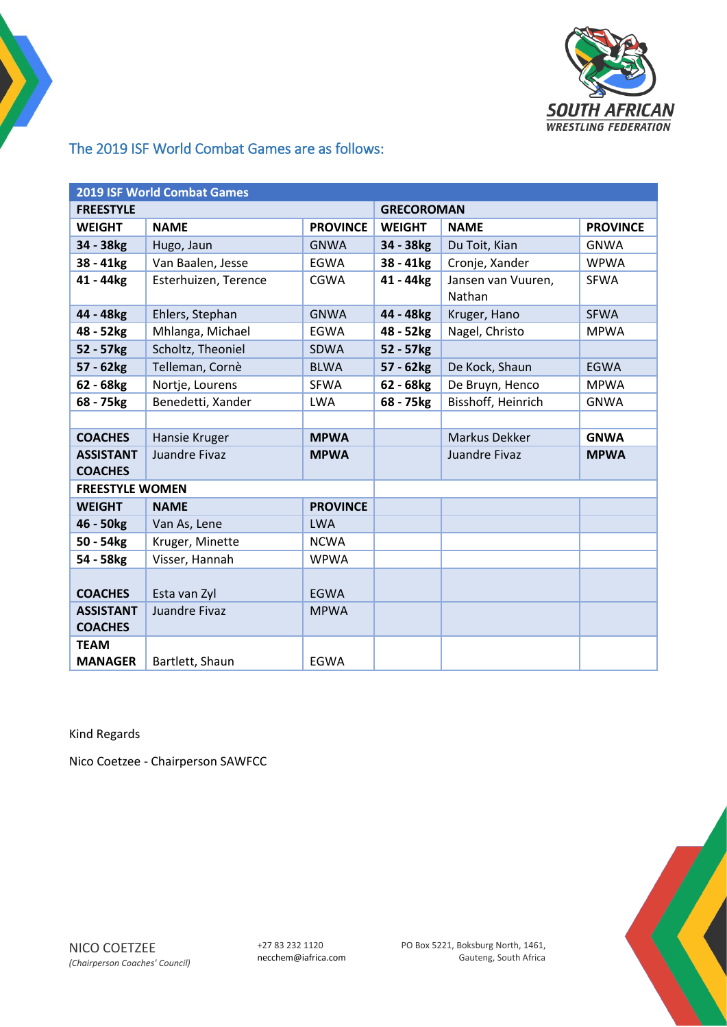## The 2019 ISF World Combat Games are as follows:

| 2019 ISF World Combat Games | | | | | |
|---|---|---|---|---|---|
| **FREESTYLE** | | | **GRECOROMAN** | | |
| **WEIGHT** | **NAME** | **PROVINCE** | **WEIGHT** | **NAME** | **PROVINCE** |
| **34 - 38kg** | Hugo, Jaun | GNWA | **34 - 38kg** | Du Toit, Kian | GNWA |
| **38 - 41kg** | Van Baalen, Jesse | EGWA | **38 - 41kg** | Cronje, Xander | WPWA |
| **41 - 44kg** | Esterhuizen, Terence | CGWA | **41 - 44kg** | Jansen van Vuuren, Nathan | SFWA |
| **44 - 48kg** | Ehlers, Stephan | GNWA | **44 - 48kg** | Kruger, Hano | SFWA |
| **48 - 52kg** | Mhlanga, Michael | EGWA | **48 - 52kg** | Nagel, Christo | MPWA |
| **52 - 57kg** | Scholtz, Theoniel | SDWA | **52 - 57kg** | | |
| **57 - 62kg** | Telleman, Cornè | BLWA | **57 - 62kg** | De Kock, Shaun | EGWA |
| **62 - 68kg** | Nortje, Lourens | SFWA | **62 - 68kg** | De Bruyn, Henco | MPWA |
| **68 - 75kg** | Benedetti, Xander | LWA | **68 - 75kg** | Bisshoff, Heinrich | GNWA |
| | | | | | |
| **COACHES** | Hansie Kruger | **MPWA** | | Markus Dekker | **GNWA** |
| **ASSISTANT COACHES** | Juandre Fivaz | **MPWA** | | Juandre Fivaz | **MPWA** |
| **FREESTYLE WOMEN** | | | | | |
| **WEIGHT** | **NAME** | **PROVINCE** | | | |
| **46 - 50kg** | Van As, Lene | LWA | | | |
| **50 - 54kg** | Kruger, Minette | NCWA | | | |
| **54 - 58kg** | Visser, Hannah | WPWA | | | |
| **COACHES** | Esta van Zyl | EGWA | | | |
| **ASSISTANT COACHES** | Juandre Fivaz | MPWA | | | |
| **TEAM MANAGER** | Bartlett, Shaun | EGWA | | | |

Kind Regards

Nico Coetzee - Chairperson SAWFCC

NICO COETZEE
*(Chairperson Coaches' Council)*

+27 83 232 1120
necchem@iafrica.com

PO Box 5221, Boksburg North, 1461,
Gauteng, South Africa